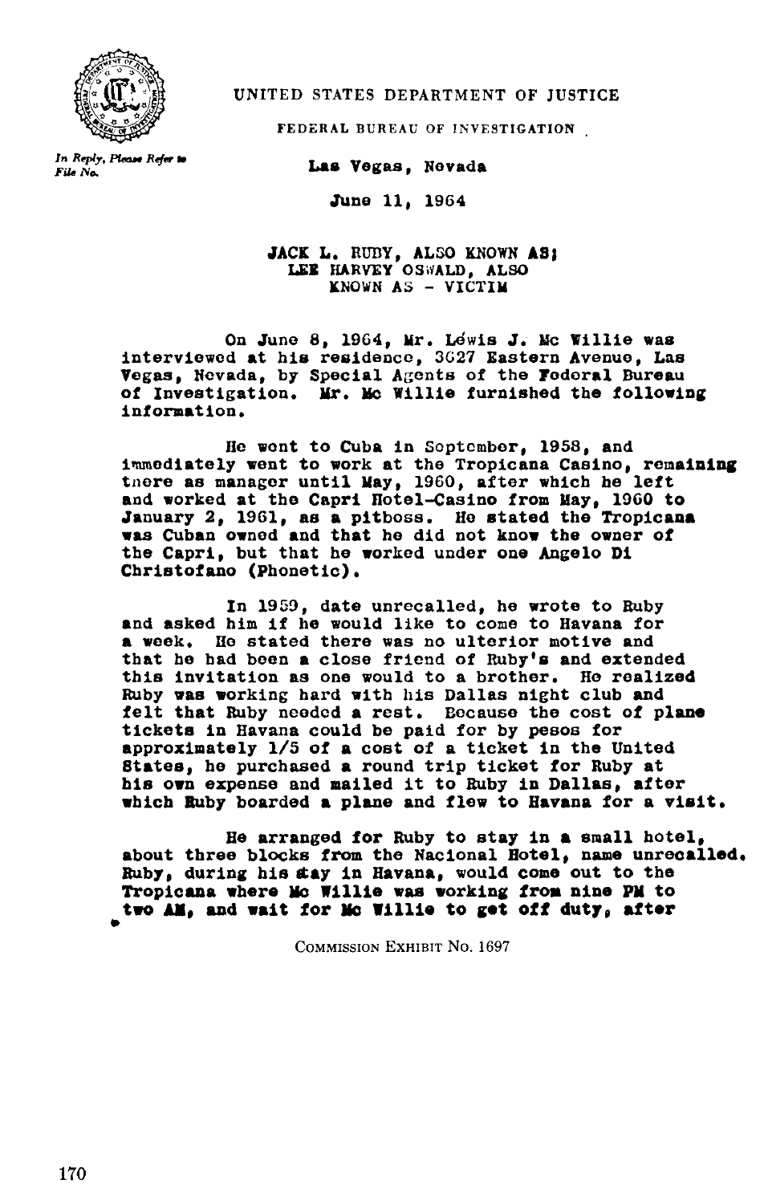UNITED STATES DEPARTMENT OF JUSTICE

FEDERAL BUREAU OF INVESTIGATION

*In Reply, Please Refer to File No.*

Las Vegas, Nevada

June 11, 1964

**JACK L. RUBY, ALSO KNOWN AS; LEE HARVEY OSWALD, ALSO KNOWN AS - VICTIM**

On June 8, 1964, Mr. Lewis J. Mc Willie was interviewed at his residence, 3627 Eastern Avenue, Las Vegas, Nevada, by Special Agents of the Federal Bureau of Investigation. Mr. Mc Willie furnished the following information.

He went to Cuba in September, 1958, and immediately went to work at the Tropicana Casino, remaining there as manager until May, 1960, after which he left and worked at the Capri Hotel-Casino from May, 1960 to January 2, 1961, as a pitboss. He stated the Tropicana was Cuban owned and that he did not know the owner of the Capri, but that he worked under one Angelo Di Christofano (Phonetic).

In 1959, date unrecalled, he wrote to Ruby and asked him if he would like to come to Havana for a week. He stated there was no ulterior motive and that he had been a close friend of Ruby's and extended this invitation as one would to a brother. He realized Ruby was working hard with his Dallas night club and felt that Ruby needed a rest. Because the cost of plane tickets in Havana could be paid for by pesos for approximately 1/5 of a cost of a ticket in the United States, he purchased a round trip ticket for Ruby at his own expense and mailed it to Ruby in Dallas, after which Ruby boarded a plane and flew to Havana for a visit.

He arranged for Ruby to stay in a small hotel, about three blocks from the Nacional Hotel, name unrecalled. Ruby, during his stay in Havana, would come out to the Tropicana where Mc Willie was working from nine PM to two AM, and wait for Mc Willie to get off duty, after

COMMISSION EXHIBIT No. 1697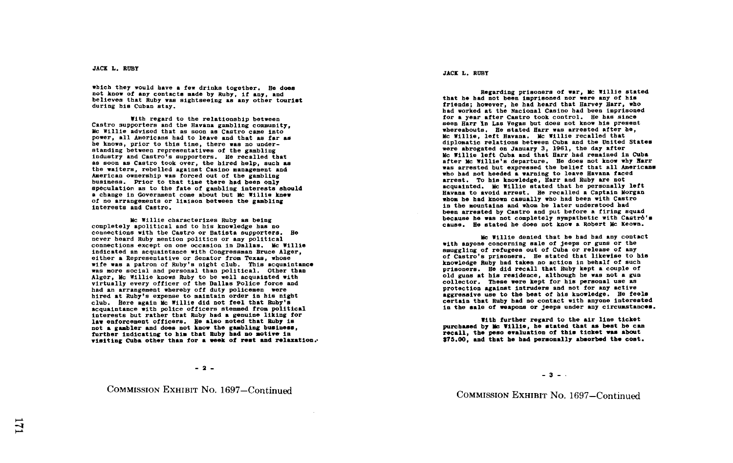which they would have a few drinks together. He does not know of any contacts made by Ruby, if any, and believes that Ruby was sightseeing as any other tourist during his Cuban stay.

With regard to the relationship between Castro supporters and the Havana gambling community, Mc Willie advised that as soon as Castro came into power, all Americans had to leave and that as far as he knows, prior to this time, there was no understanding between representatives of the gambling industry and Castro's supporters. He recalled that as soon as Castro took over, the hired help, such as the waiters, rebelled against Casino management and American ownership was forced out of the gambling business. Prior to that time there had been only speculation as to the fate of gambling interests should a change in Government come about but Mc Willie knew of no arrangements or liaison between the gambling interests and Castro.

Mc Willie characterizes Ruby as being completely apolitical and to his knowledge has no connections with the Castro or Batista supporters. He never heard Ruby mention politics or any political connections except on one occasion in Dallas. Mc Willie indicated an acquaintance with Congressman Bruce Alger, either a Representative or Senator from Texas, whose wife was a patron of Ruby's night club. This acquaintance was more social and personal than political. Other than Alger, Mc Willie knows Ruby to be well acquainted with virtually every officer of the Dallas Police force and had an arrangement whereby off duty policemen were hired at Ruby's expense to maintain order in his night club. Here again Mc Willie did not feel that Ruby's acquaintance with police officers stemmed from political interests but rather that Ruby had a genuine liking for law enforcement officers. He also noted that Ruby is not a gambler and does not know the gambling business, further indicating to him that Ruby had no motive in visiting Cuba other than for a week of rest and relaxation.

COMMISSION EXHIBIT No. 1697—Continued

Regarding prisoners of war, Mc Willie stated that he had not been imprisoned nor were any of his friends; however, he had heard that Harvey Harr, who had worked at the Nacional Casino had been imprisoned for a year after Castro took control. He has since seen Harr in Las Vegas but does not know his present whereabouts. He stated Harr was arrested after he, Mc Willie, left Havana. Mc Willie recalled that diplomatic relations between Cuba and the United States were abrogated on January 3, 1961, the day after Mc Willie left Cuba and that Harr had remained in Cuba after Mc Willie's departure. He does not know why Harr was arrested but expressed the belief that all Americans who had not heeded a warning to leave Havana faced arrest. To his knowledge, Harr and Ruby are not acquainted. Mc Willie stated that he personally left Havana to avoid arrest. He recalled a Captain Morgan whom he had known casually who had been with Castro in the mountains and whom he later understood had been arrested by Castro and put before a firing squad because he was not completely sympathetic with Castró's cause. He stated he does not know a Robert Mc Keown.

Mc Willie denied that he had had any contact with anyone concerning sale of jeeps or guns or the smuggling of refugees out of Cuba or release of any of Castro's prisoners. He stated that likewise to his knowledge Ruby had taken no action in behalf of such prisoners. He did recall that Ruby kept a couple of old guns at his residence, although he was not a gun collector. These were kept for his personal use as protection against intruders and not for any active aggressive use to the best of his knowledge. He feels certain that Ruby had no contact with anyone interested in the sale of weapons or jeeps under any circumstances.

With further regard to the air line ticket purchased by Mc Willie, he stated that as best he can recall, the peso evaluation of this ticket was about $75.00, and that he had personally absorbed the cost.

COMMISSION EXHIBIT No. 1697—Continued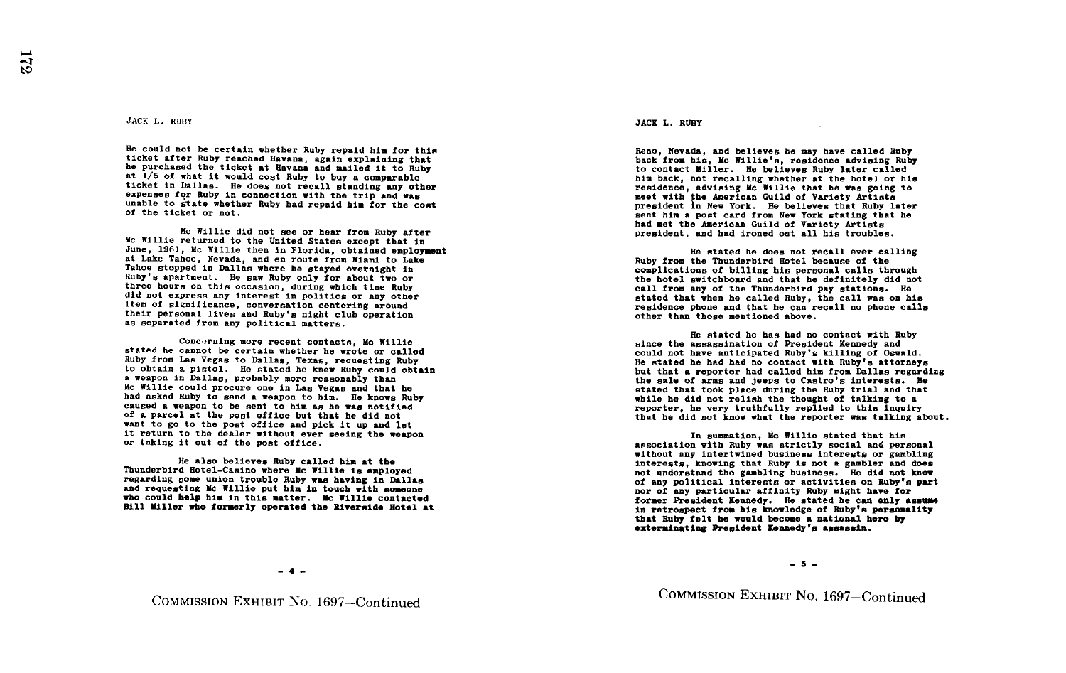JACK L. RUBY

He could not be certain whether Ruby repaid him for this ticket after Ruby reached Havana, again explaining that he purchased the ticket at Havana and mailed it to Ruby at 1/5 of what it would cost Ruby to buy a comparable ticket in Dallas. He does not recall standing any other expenses for Ruby in connection with the trip and was unable to state whether Ruby had repaid him for the cost of the ticket or not.

Mc Willie did not see or hear from Ruby after Mc Willie returned to the United States except that in June, 1961, Mc Willie then in Florida, obtained employment at Lake Tahoe, Nevada, and en route from Miami to Lake Tahoe stopped in Dallas where he stayed overnight in Ruby's apartment. He saw Ruby only for about two or three hours on this occasion, during which time Ruby did not express any interest in politics or any other item of significance, conversation centering around their personal lives and Ruby's night club operation as separated from any political matters.

Concerning more recent contacts, Mc Willie stated he cannot be certain whether he wrote or called Ruby from Las Vegas to Dallas, Texas, requesting Ruby to obtain a pistol. He stated he knew Ruby could obtain a weapon in Dallas, probably more reasonably than Mc Willie could procure one in Las Vegas and that he had asked Ruby to send a weapon to him. He knows Ruby caused a weapon to be sent to him as he was notified of a parcel at the post office but that he did not want to go to the post office and pick it up and let it return to the dealer without ever seeing the weapon or taking it out of the post office.

He also believes Ruby called him at the Thunderbird Hotel-Casino where Mc Willie is employed regarding some union trouble Ruby was having in Dallas and requesting Mc Willie put him in touch with someone who could help him in this matter. Mc Willie contacted Bill Miller who formerly operated the Riverside Hotel at

- 4 -

COMMISSION EXHIBIT No. 1697—Continued

JACK L. RUBY

Reno, Nevada, and believes he may have called Ruby back from his, Mc Willie's, residence advising Ruby to contact Miller. He believes Ruby later called him back, not recalling whether at the hotel or his residence, advising Mc Willie that he was going to meet with the American Guild of Variety Artists president in New York. He believes that Ruby later sent him a post card from New York stating that he had met the American Guild of Variety Artists president, and had ironed out all his troubles.

He stated he does not recall ever calling Ruby from the Thunderbird Hotel because of the complications of billing his personal calls through the hotel switchboard and that he definitely did not call from any of the Thunderbird pay stations. He stated that when he called Ruby, the call was on his residence phone and that he can recall no phone calls other than those mentioned above.

He stated he has had no contact with Ruby since the assassination of President Kennedy and could not have anticipated Ruby's killing of Oswald. He stated he had had no contact with Ruby's attorneys but that a reporter had called him from Dallas regarding the sale of arms and jeeps to Castro's interests. He stated that took place during the Ruby trial and that while he did not relish the thought of talking to a reporter, he very truthfully replied to this inquiry that he did not know what the reporter was talking about.

In summation, Mc Willie stated that his association with Ruby was strictly social and personal without any intertwined business interests or gambling interests, knowing that Ruby is not a gambler and does not understand the gambling business. He did not know of any political interests or activities on Ruby's part nor of any particular affinity Ruby might have for former President Kennedy. He stated he can only assume in retrospect from his knowledge of Ruby's personality that Ruby felt he would become a national hero by exterminating President Kennedy's assassin.

- 5 -

COMMISSION EXHIBIT No. 1697—Continued